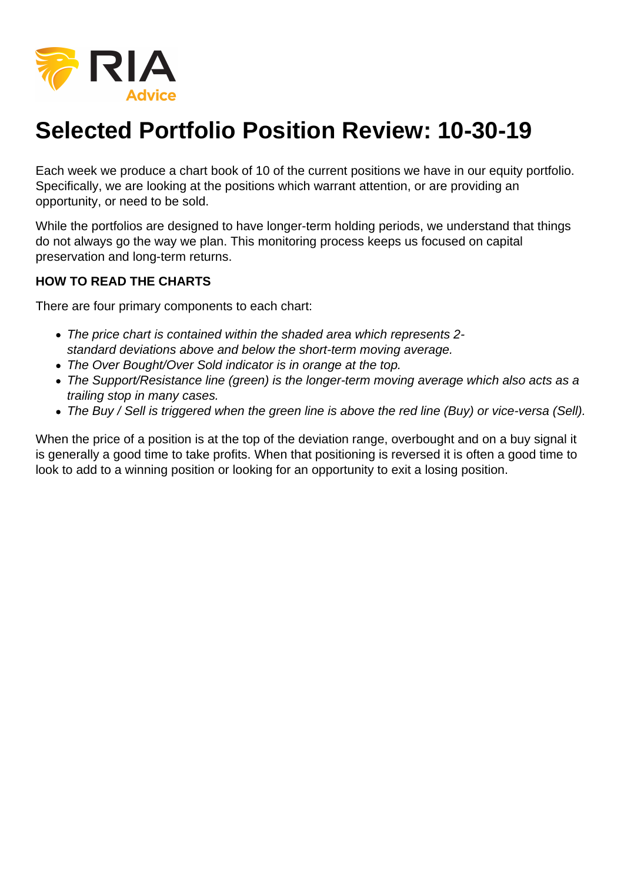RIA Advice

# Selected Portfolio Position Review: 10-30-19

Each week we produce a chart book of 10 of the current positions we have in our equity portfolio. Specifically, we are looking at the positions which warrant attention, or are providing an opportunity, or need to be sold.

While the portfolios are designed to have longer-term holding periods, we understand that things do not always go the way we plan. This monitoring process keeps us focused on capital preservation and long-term returns.

**HOW TO READ THE CHARTS**

There are four primary components to each chart:

- *The price chart is contained within the shaded area which represents 2-standard deviations above and below the short-term moving average.*
- *The Over Bought/Over Sold indicator is in orange at the top.*
- *The Support/Resistance line (green) is the longer-term moving average which also acts as a trailing stop in many cases.*
- *The Buy / Sell is triggered when the green line is above the red line (Buy) or vice-versa (Sell).*

When the price of a position is at the top of the deviation range, overbought and on a buy signal it is generally a good time to take profits. When that positioning is reversed it is often a good time to look to add to a winning position or looking for an opportunity to exit a losing position.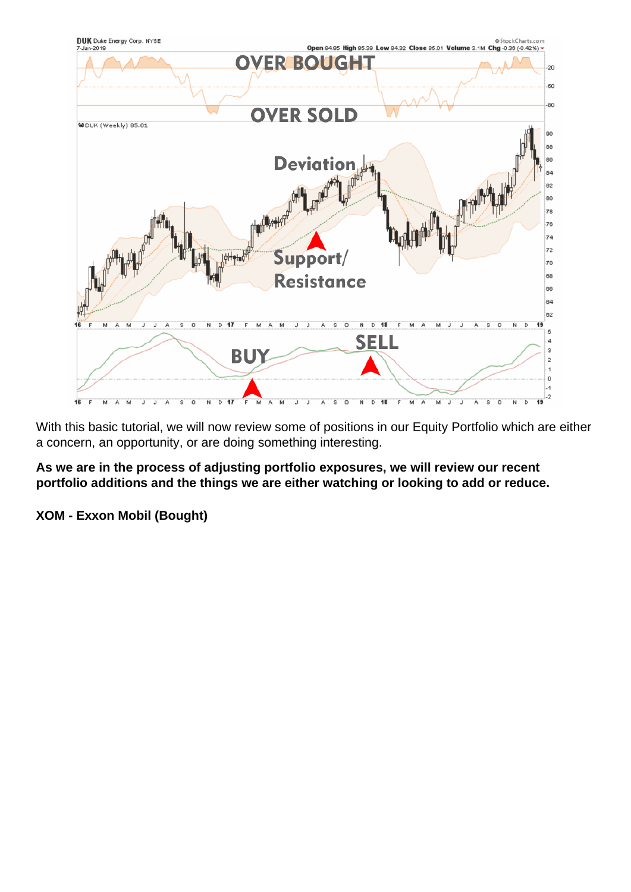With this basic tutorial, we will now review some of positions in our Equity Portfolio which are either a concern, an opportunity, or are doing something interesting.

**As we are in the process of adjusting portfolio exposures, we will review our recent portfolio additions and the things we are either watching or looking to add or reduce.**

**XOM - Exxon Mobil (Bought)**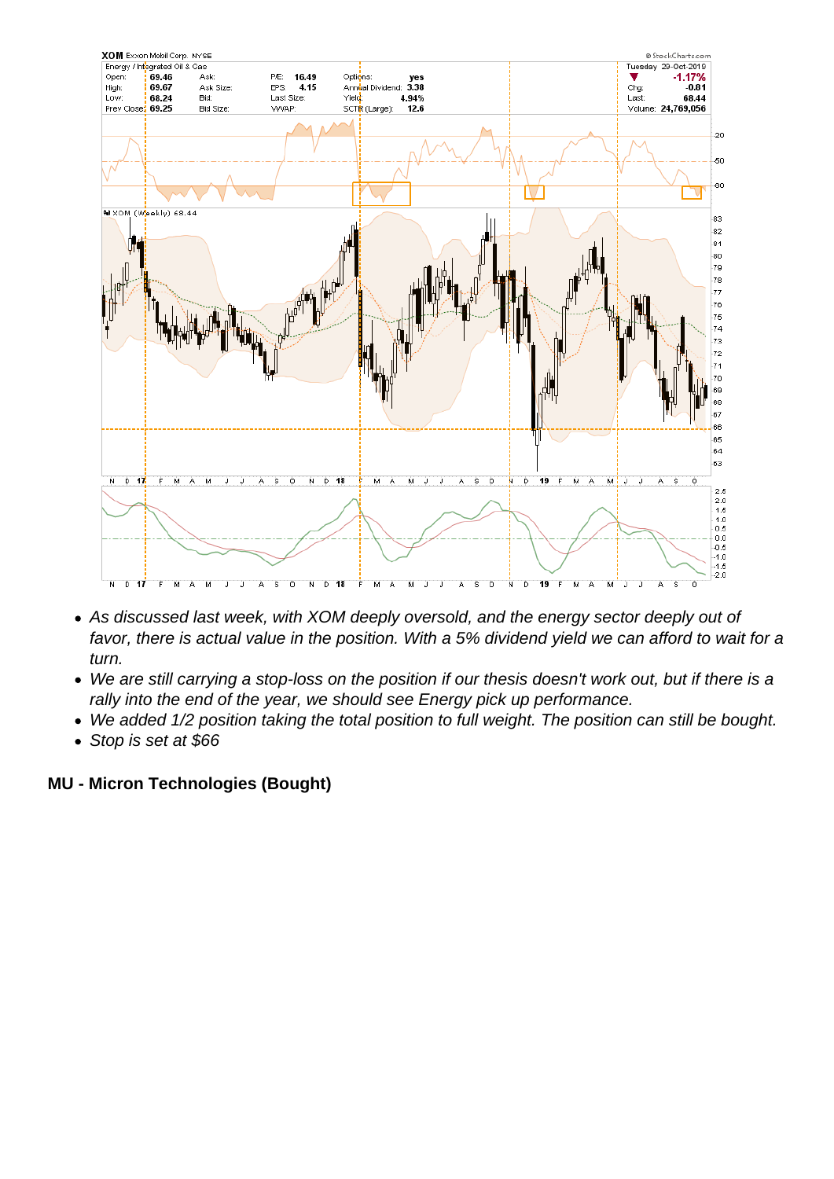- As discussed last week, with XOM deeply oversold, and the energy sector deeply out of favor, there is actual value in the position. With a 5% dividend yield we can afford to wait for a turn.
- We are still carrying a stop-loss on the position if our thesis doesn't work out, but if there is a rally into the end of the year, we should see Energy pick up performance.
- We added 1/2 position taking the total position to full weight. The position can still be bought.
- Stop is set at $66

**MU - Micron Technologies (Bought)**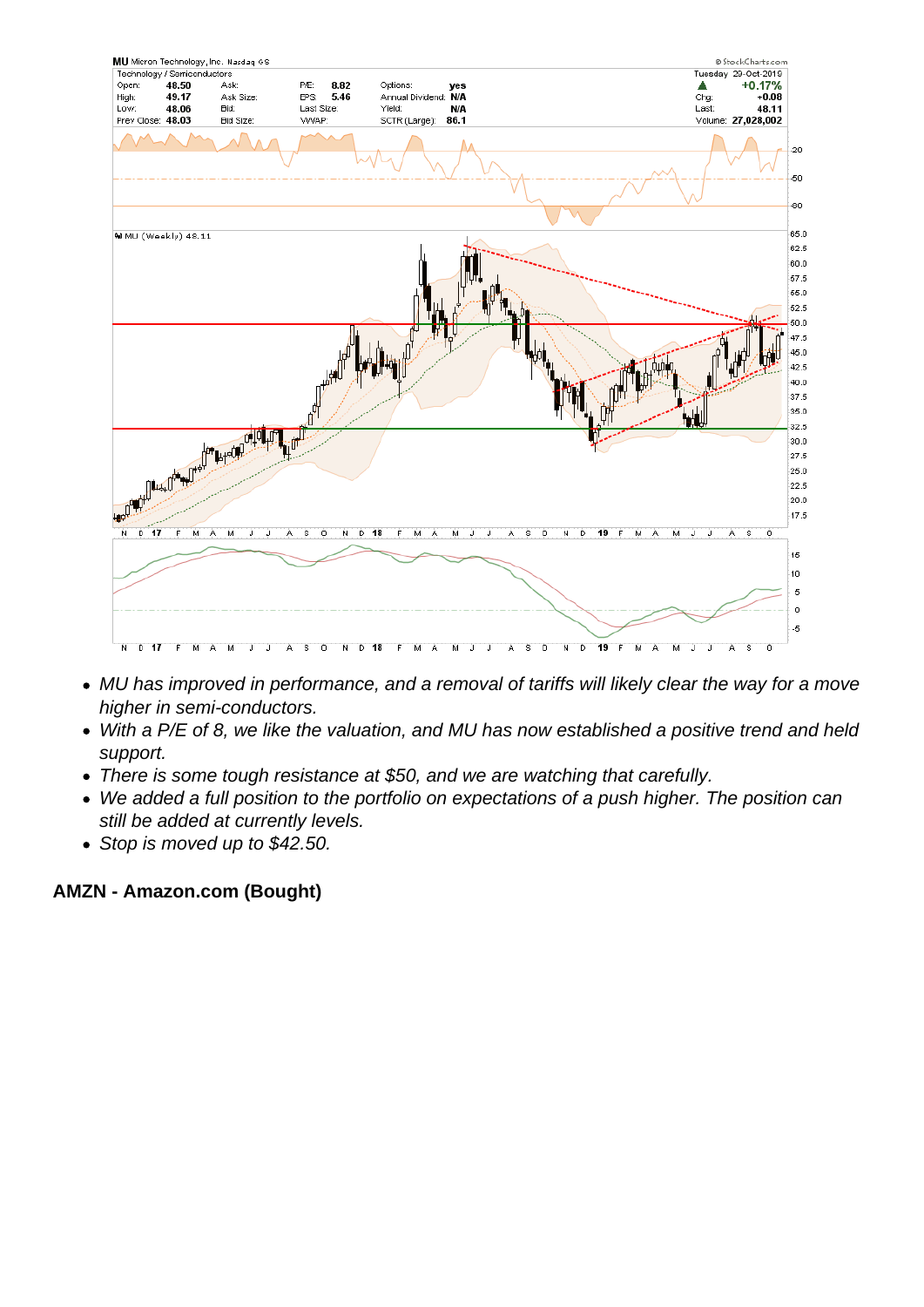- *MU has improved in performance, and a removal of tariffs will likely clear the way for a move higher in semi-conductors.*
- *With a P/E of 8, we like the valuation, and MU has now established a positive trend and held support.*
- *There is some tough resistance at $50, and we are watching that carefully.*
- *We added a full position to the portfolio on expectations of a push higher. The position can still be added at currently levels.*
- *Stop is moved up to $42.50.*

**AMZN - Amazon.com (Bought)**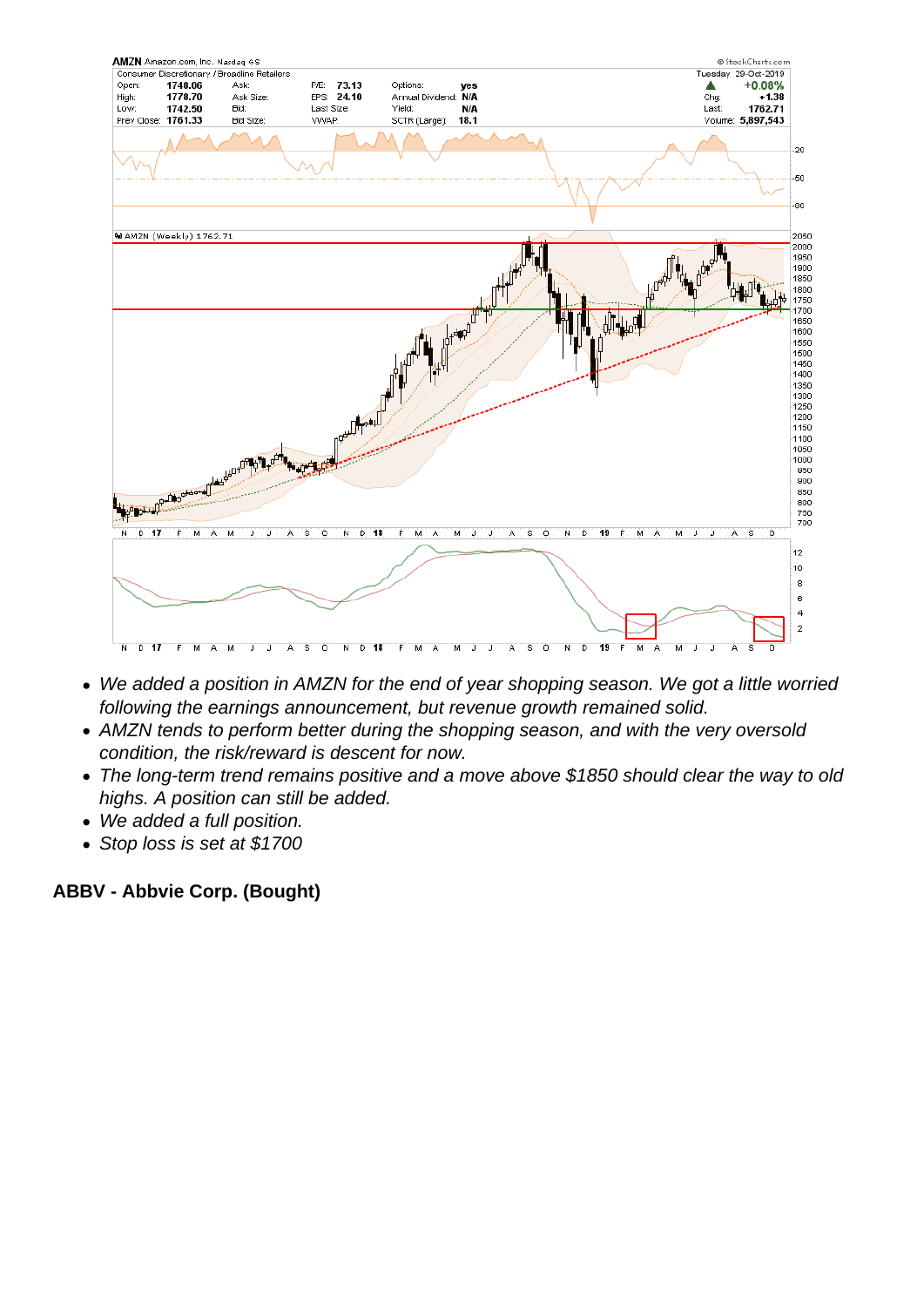- *We added a position in AMZN for the end of year shopping season. We got a little worried following the earnings announcement, but revenue growth remained solid.*
- *AMZN tends to perform better during the shopping season, and with the very oversold condition, the risk/reward is descent for now.*
- *The long-term trend remains positive and a move above $1850 should clear the way to old highs. A position can still be added.*
- *We added a full position.*
- *Stop loss is set at $1700*

**ABBV - Abbvie Corp. (Bought)**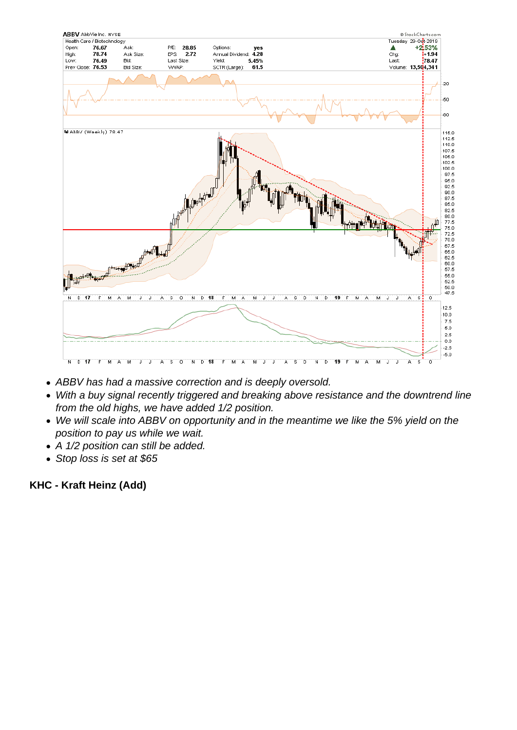- *ABBV has had a massive correction and is deeply oversold.*
- *With a buy signal recently triggered and breaking above resistance and the downtrend line from the old highs, we have added 1/2 position.*
- *We will scale into ABBV on opportunity and in the meantime we like the 5% yield on the position to pay us while we wait.*
- *A 1/2 position can still be added.*
- *Stop loss is set at $65*

**KHC - Kraft Heinz (Add)**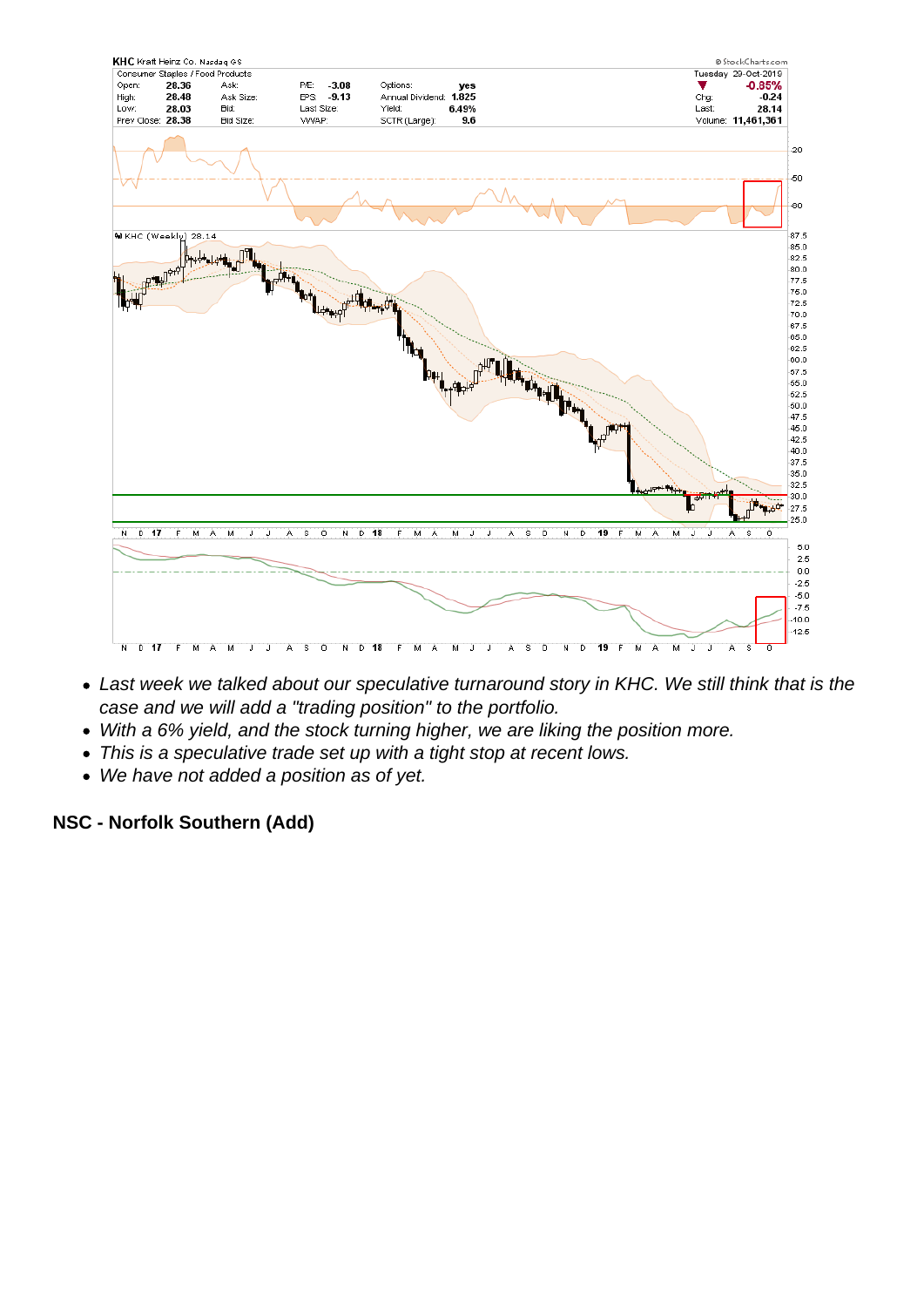- *Last week we talked about our speculative turnaround story in KHC. We still think that is the case and we will add a "trading position" to the portfolio.*
- *With a 6% yield, and the stock turning higher, we are liking the position more.*
- *This is a speculative trade set up with a tight stop at recent lows.*
- *We have not added a position as of yet.*

**NSC - Norfolk Southern (Add)**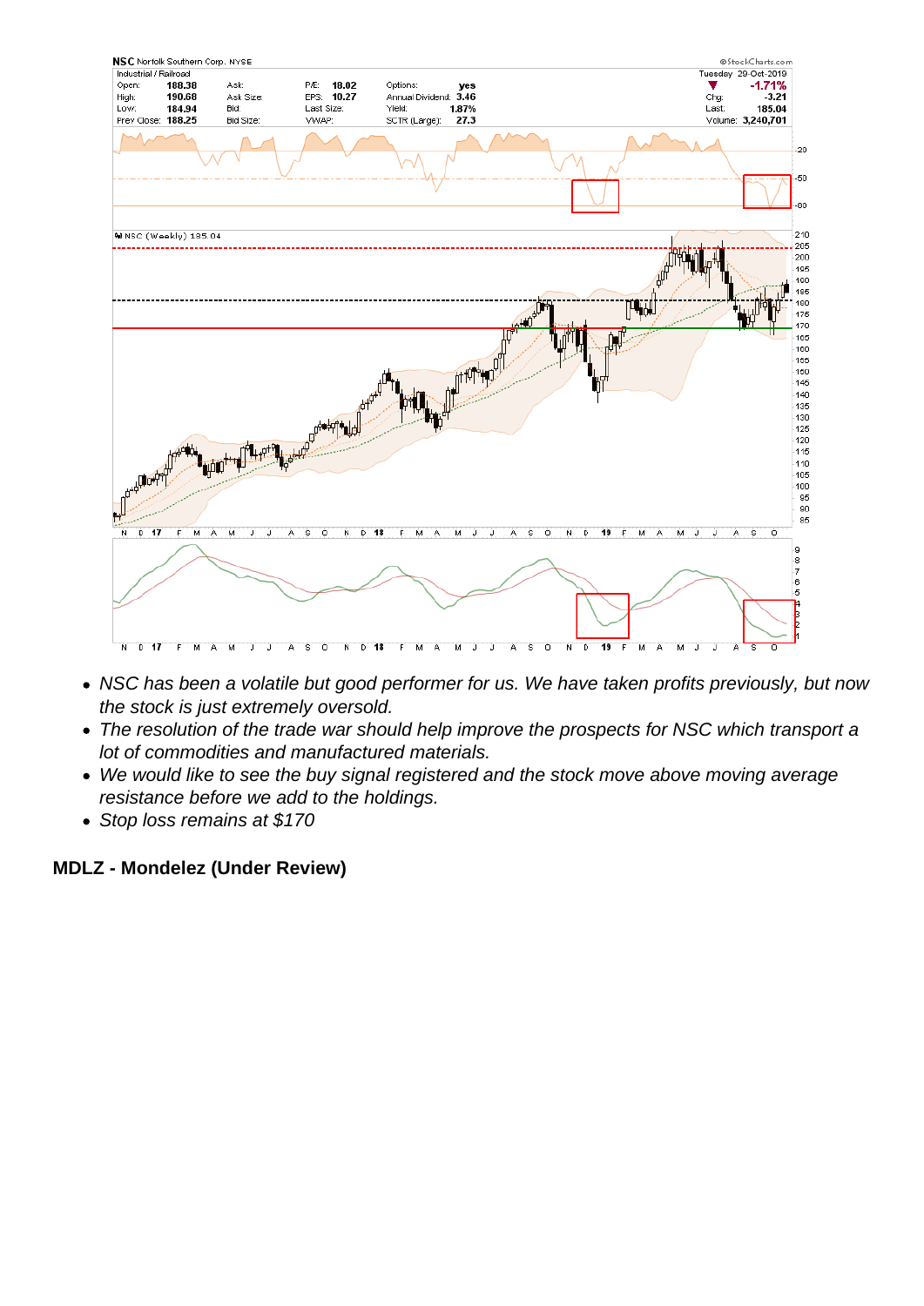- *NSC has been a volatile but good performer for us. We have taken profits previously, but now the stock is just extremely oversold.*
- *The resolution of the trade war should help improve the prospects for NSC which transport a lot of commodities and manufactured materials.*
- *We would like to see the buy signal registered and the stock move above moving average resistance before we add to the holdings.*
- *Stop loss remains at $170*

**MDLZ - Mondelez (Under Review)**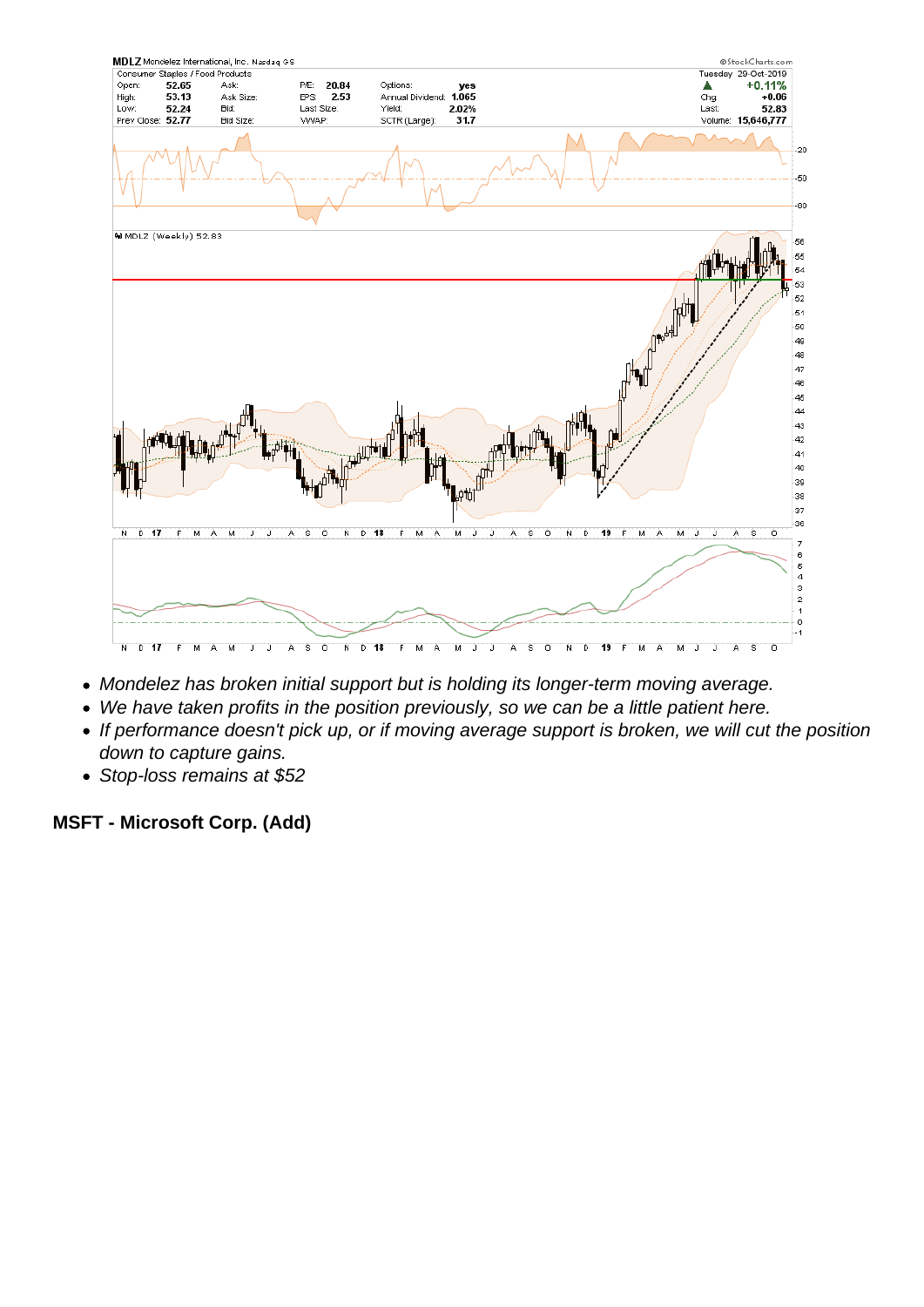- *Mondelez has broken initial support but is holding its longer-term moving average.*
- *We have taken profits in the position previously, so we can be a little patient here.*
- *If performance doesn't pick up, or if moving average support is broken, we will cut the position down to capture gains.*
- *Stop-loss remains at $52*

**MSFT - Microsoft Corp. (Add)**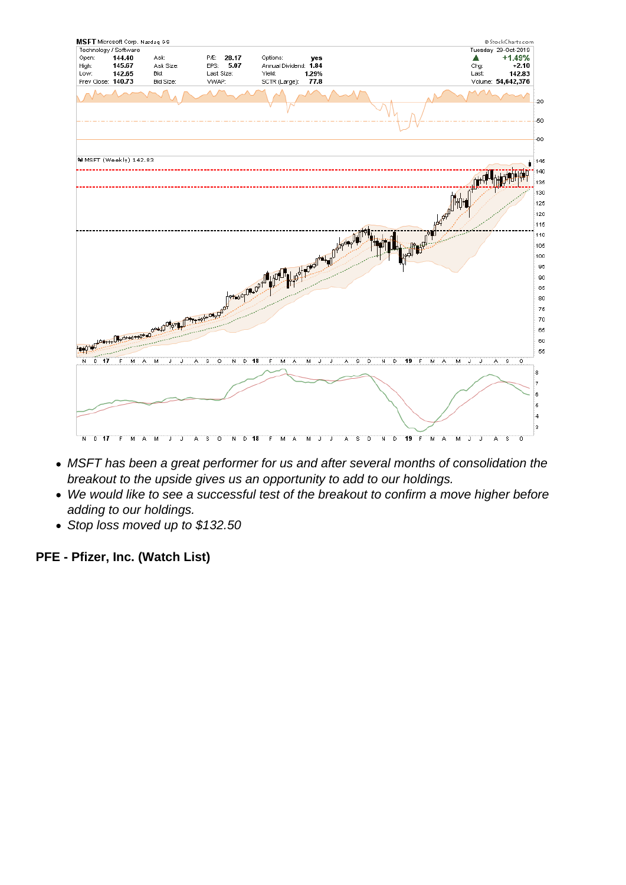- *MSFT has been a great performer for us and after several months of consolidation the breakout to the upside gives us an opportunity to add to our holdings.*
- *We would like to see a successful test of the breakout to confirm a move higher before adding to our holdings.*
- *Stop loss moved up to $132.50*

**PFE - Pfizer, Inc. (Watch List)**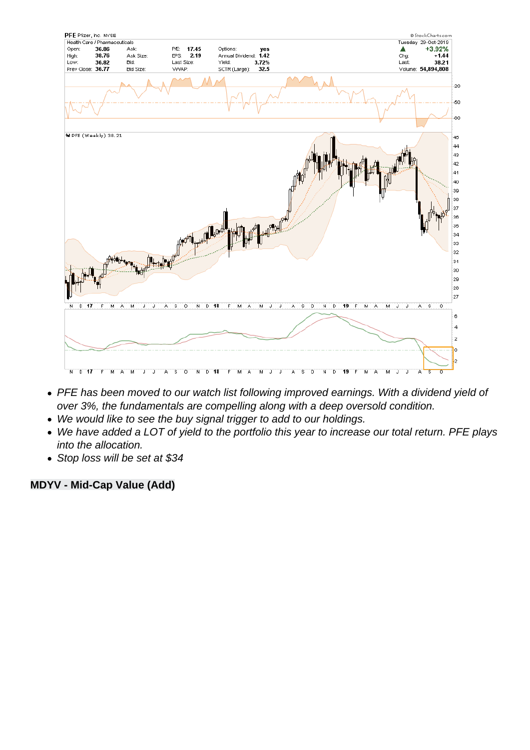- *PFE has been moved to our watch list following improved earnings. With a dividend yield of over 3%, the fundamentals are compelling along with a deep oversold condition.*
- *We would like to see the buy signal trigger to add to our holdings.*
- *We have added a LOT of yield to the portfolio this year to increase our total return. PFE plays into the allocation.*
- *Stop loss will be set at $34*

**MDYV - Mid-Cap Value (Add)**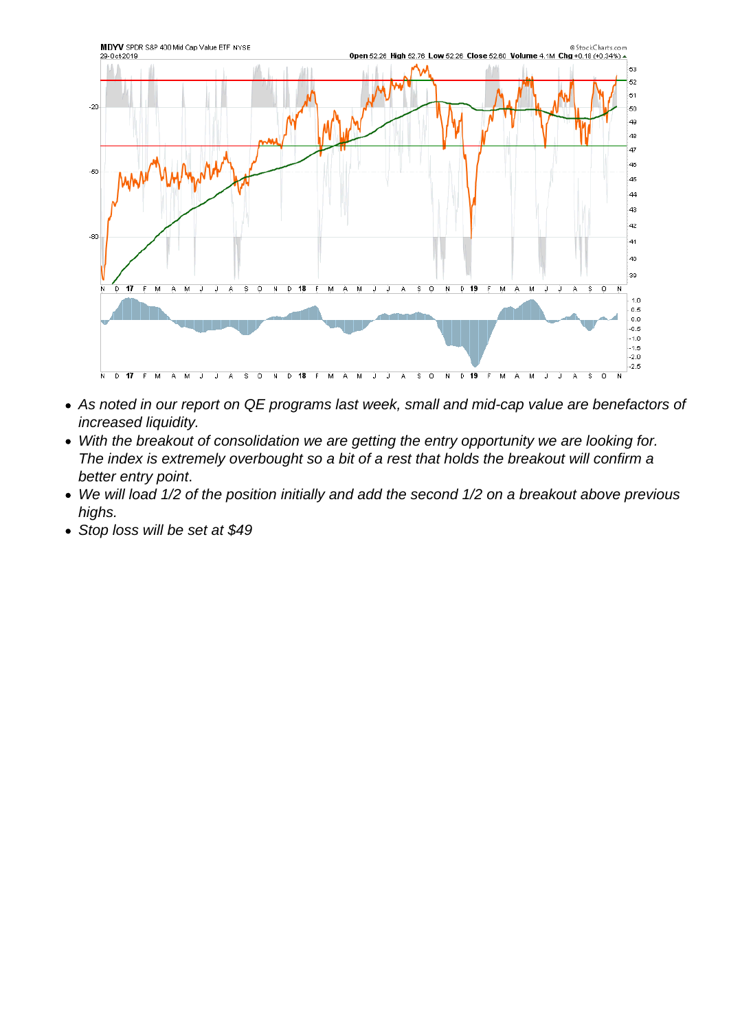MDYV SPDR S&P 400 Mid Cap Value ETF NYSE
29-Oct-2019
@StockCharts.com
Open 52.26 High 52.76 Low 52.26 Close 52.60 Volume 4.1M Chg +0.18 (+0.34%) ▲

- *As noted in our report on QE programs last week, small and mid-cap value are benefactors of increased liquidity.*
- *With the breakout of consolidation we are getting the entry opportunity we are looking for. The index is extremely overbought so a bit of a rest that holds the breakout will confirm a better entry point.*
- *We will load 1/2 of the position initially and add the second 1/2 on a breakout above previous highs.*
- *Stop loss will be set at $49*